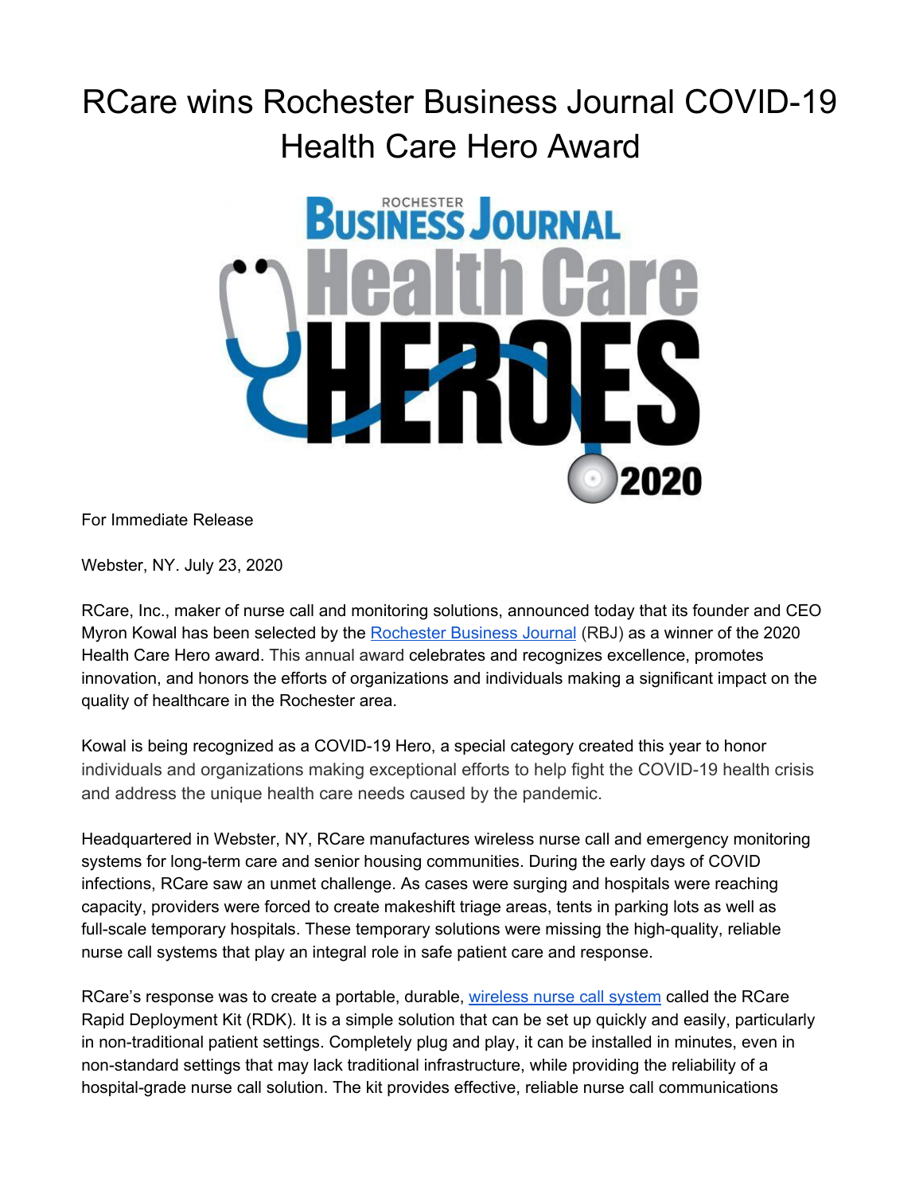# RCare wins Rochester Business Journal COVID-19 Health Care Hero Award

For Immediate Release

Webster, NY. July 23, 2020

RCare, Inc., maker of nurse call and monitoring solutions, announced today that its founder and CEO Myron Kowal has been selected by the Rochester Business Journal (RBJ) as a winner of the 2020 Health Care Hero award. This annual award celebrates and recognizes excellence, promotes innovation, and honors the efforts of organizations and individuals making a significant impact on the quality of healthcare in the Rochester area.

Kowal is being recognized as a COVID-19 Hero, a special category created this year to honor individuals and organizations making exceptional efforts to help fight the COVID-19 health crisis and address the unique health care needs caused by the pandemic.

Headquartered in Webster, NY, RCare manufactures wireless nurse call and emergency monitoring systems for long-term care and senior housing communities. During the early days of COVID infections, RCare saw an unmet challenge. As cases were surging and hospitals were reaching capacity, providers were forced to create makeshift triage areas, tents in parking lots as well as full-scale temporary hospitals. These temporary solutions were missing the high-quality, reliable nurse call systems that play an integral role in safe patient care and response.

RCare's response was to create a portable, durable, wireless nurse call system called the RCare Rapid Deployment Kit (RDK). It is a simple solution that can be set up quickly and easily, particularly in non-traditional patient settings. Completely plug and play, it can be installed in minutes, even in non-standard settings that may lack traditional infrastructure, while providing the reliability of a hospital-grade nurse call solution. The kit provides effective, reliable nurse call communications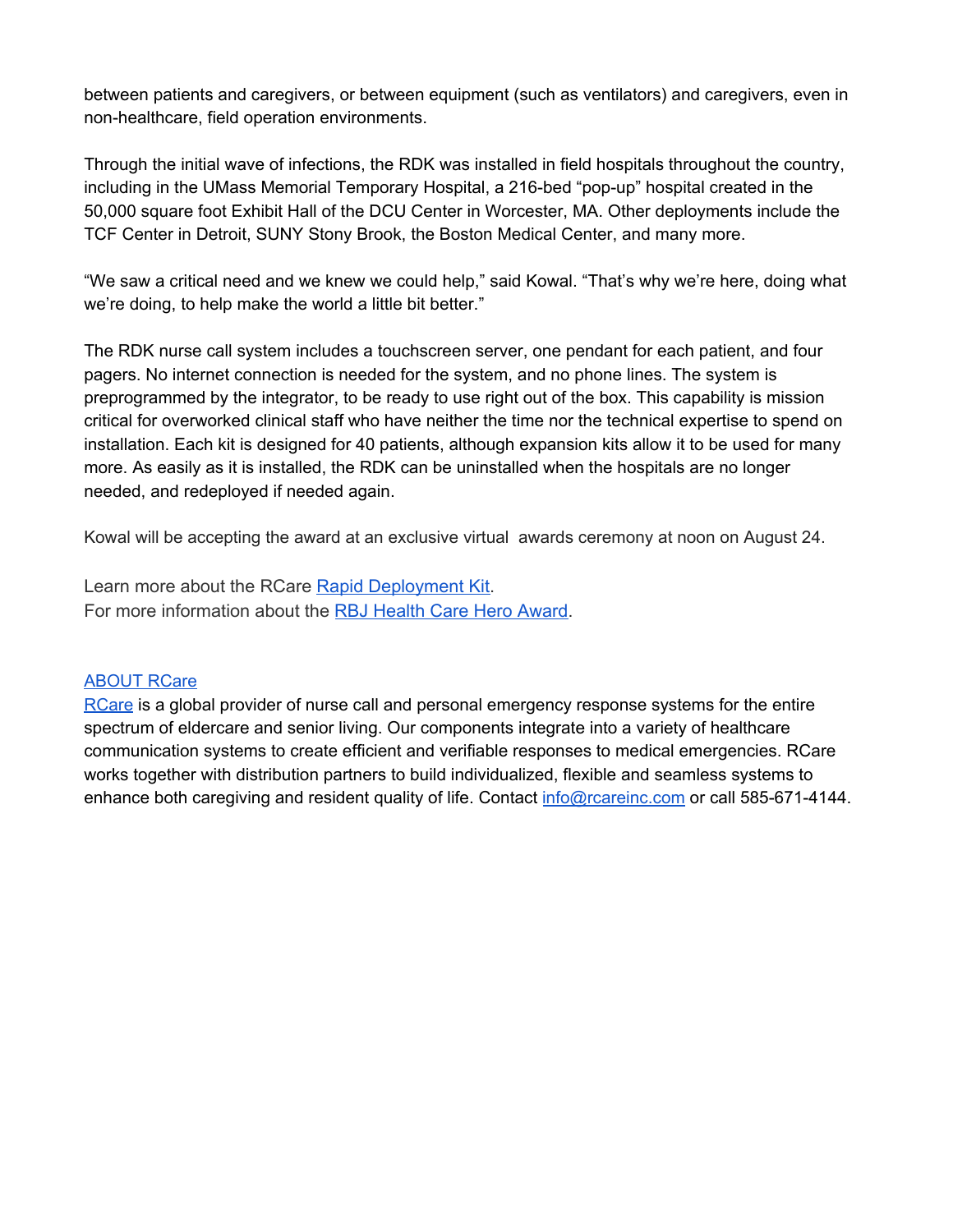between patients and caregivers, or between equipment (such as ventilators) and caregivers, even in non-healthcare, field operation environments.

Through the initial wave of infections, the RDK was installed in field hospitals throughout the country, including in the UMass Memorial Temporary Hospital, a 216-bed "pop-up" hospital created in the 50,000 square foot Exhibit Hall of the DCU Center in Worcester, MA. Other deployments include the TCF Center in Detroit, SUNY Stony Brook, the Boston Medical Center, and many more.

"We saw a critical need and we knew we could help," said Kowal. "That's why we're here, doing what we're doing, to help make the world a little bit better."

The RDK nurse call system includes a touchscreen server, one pendant for each patient, and four pagers. No internet connection is needed for the system, and no phone lines. The system is preprogrammed by the integrator, to be ready to use right out of the box. This capability is mission critical for overworked clinical staff who have neither the time nor the technical expertise to spend on installation. Each kit is designed for 40 patients, although expansion kits allow it to be used for many more. As easily as it is installed, the RDK can be uninstalled when the hospitals are no longer needed, and redeployed if needed again.

Kowal will be accepting the award at an exclusive virtual awards ceremony at noon on August 24.

Learn more about the RCare Rapid Deployment Kit.
For more information about the RBJ Health Care Hero Award.

ABOUT RCare
RCare is a global provider of nurse call and personal emergency response systems for the entire spectrum of eldercare and senior living. Our components integrate into a variety of healthcare communication systems to create efficient and verifiable responses to medical emergencies. RCare works together with distribution partners to build individualized, flexible and seamless systems to enhance both caregiving and resident quality of life. Contact info@rcareinc.com or call 585-671-4144.